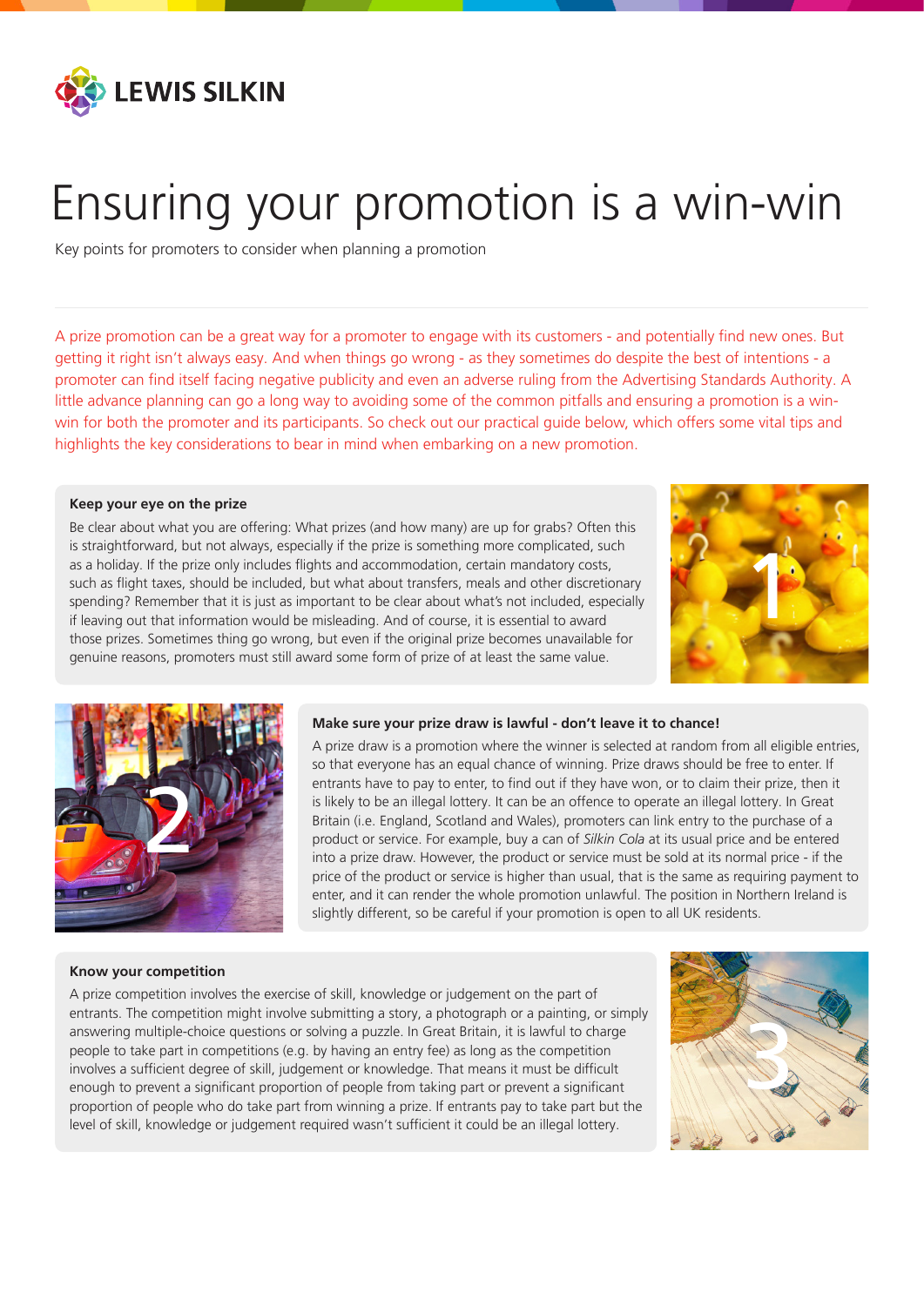# Ensuring your promotion is a win-win

Key points for promoters to consider when planning a promotion

A prize promotion can be a great way for a promoter to engage with its customers - and potentially find new ones. But getting it right isn't always easy. And when things go wrong - as they sometimes do despite the best of intentions - a promoter can find itself facing negative publicity and even an adverse ruling from the Advertising Standards Authority. A little advance planning can go a long way to avoiding some of the common pitfalls and ensuring a promotion is a win-win for both the promoter and its participants. So check out our practical guide below, which offers some vital tips and highlights the key considerations to bear in mind when embarking on a new promotion.

### 1. Keep your eye on the prize

Be clear about what you are offering: What prizes (and how many) are up for grabs? Often this is straightforward, but not always, especially if the prize is something more complicated, such as a holiday. If the prize only includes flights and accommodation, certain mandatory costs, such as flight taxes, should be included, but what about transfers, meals and other discretionary spending? Remember that it is just as important to be clear about what's not included, especially if leaving out that information would be misleading. And of course, it is essential to award those prizes. Sometimes thing go wrong, but even if the original prize becomes unavailable for genuine reasons, promoters must still award some form of prize of at least the same value.

### 2. Make sure your prize draw is lawful - don't leave it to chance!

A prize draw is a promotion where the winner is selected at random from all eligible entries, so that everyone has an equal chance of winning. Prize draws should be free to enter. If entrants have to pay to enter, to find out if they have won, or to claim their prize, then it is likely to be an illegal lottery. It can be an offence to operate an illegal lottery. In Great Britain (i.e. England, Scotland and Wales), promoters can link entry to the purchase of a product or service. For example, buy a can of *Silkin Cola* at its usual price and be entered into a prize draw. However, the product or service must be sold at its normal price - if the price of the product or service is higher than usual, that is the same as requiring payment to enter, and it can render the whole promotion unlawful. The position in Northern Ireland is slightly different, so be careful if your promotion is open to all UK residents.

### 3. Know your competition

A prize competition involves the exercise of skill, knowledge or judgement on the part of entrants. The competition might involve submitting a story, a photograph or a painting, or simply answering multiple-choice questions or solving a puzzle. In Great Britain, it is lawful to charge people to take part in competitions (e.g. by having an entry fee) as long as the competition involves a sufficient degree of skill, judgement or knowledge. That means it must be difficult enough to prevent a significant proportion of people from taking part or prevent a significant proportion of people who do take part from winning a prize. If entrants pay to take part but the level of skill, knowledge or judgement required wasn't sufficient it could be an illegal lottery.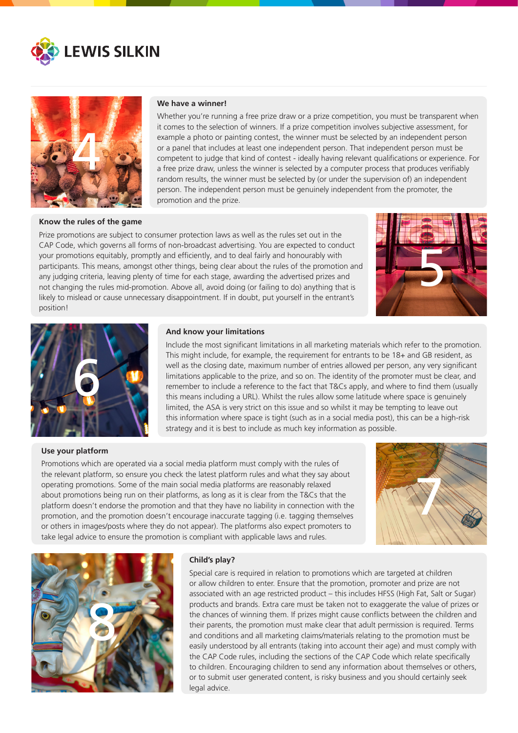## We have a winner!

Whether you're running a free prize draw or a prize competition, you must be transparent when it comes to the selection of winners. If a prize competition involves subjective assessment, for example a photo or painting contest, the winner must be selected by an independent person or a panel that includes at least one independent person. That independent person must be competent to judge that kind of contest - ideally having relevant qualifications or experience. For a free prize draw, unless the winner is selected by a computer process that produces verifiably random results, the winner must be selected by (or under the supervision of) an independent person. The independent person must be genuinely independent from the promoter, the promotion and the prize.

## Know the rules of the game

Prize promotions are subject to consumer protection laws as well as the rules set out in the CAP Code, which governs all forms of non-broadcast advertising. You are expected to conduct your promotions equitably, promptly and efficiently, and to deal fairly and honourably with participants. This means, amongst other things, being clear about the rules of the promotion and any judging criteria, leaving plenty of time for each stage, awarding the advertised prizes and not changing the rules mid-promotion. Above all, avoid doing (or failing to do) anything that is likely to mislead or cause unnecessary disappointment. If in doubt, put yourself in the entrant's position!

## And know your limitations

Include the most significant limitations in all marketing materials which refer to the promotion. This might include, for example, the requirement for entrants to be 18+ and GB resident, as well as the closing date, maximum number of entries allowed per person, any very significant limitations applicable to the prize, and so on. The identity of the promoter must be clear, and remember to include a reference to the fact that T&Cs apply, and where to find them (usually this means including a URL). Whilst the rules allow some latitude where space is genuinely limited, the ASA is very strict on this issue and so whilst it may be tempting to leave out this information where space is tight (such as in a social media post), this can be a high-risk strategy and it is best to include as much key information as possible.

## Use your platform

Promotions which are operated via a social media platform must comply with the rules of the relevant platform, so ensure you check the latest platform rules and what they say about operating promotions. Some of the main social media platforms are reasonably relaxed about promotions being run on their platforms, as long as it is clear from the T&Cs that the platform doesn't endorse the promotion and that they have no liability in connection with the promotion, and the promotion doesn't encourage inaccurate tagging (i.e. tagging themselves or others in images/posts where they do not appear). The platforms also expect promoters to take legal advice to ensure the promotion is compliant with applicable laws and rules.

## Child's play?

Special care is required in relation to promotions which are targeted at children or allow children to enter. Ensure that the promotion, promoter and prize are not associated with an age restricted product – this includes HFSS (High Fat, Salt or Sugar) products and brands. Extra care must be taken not to exaggerate the value of prizes or the chances of winning them. If prizes might cause conflicts between the children and their parents, the promotion must make clear that adult permission is required. Terms and conditions and all marketing claims/materials relating to the promotion must be easily understood by all entrants (taking into account their age) and must comply with the CAP Code rules, including the sections of the CAP Code which relate specifically to children. Encouraging children to send any information about themselves or others, or to submit user generated content, is risky business and you should certainly seek legal advice.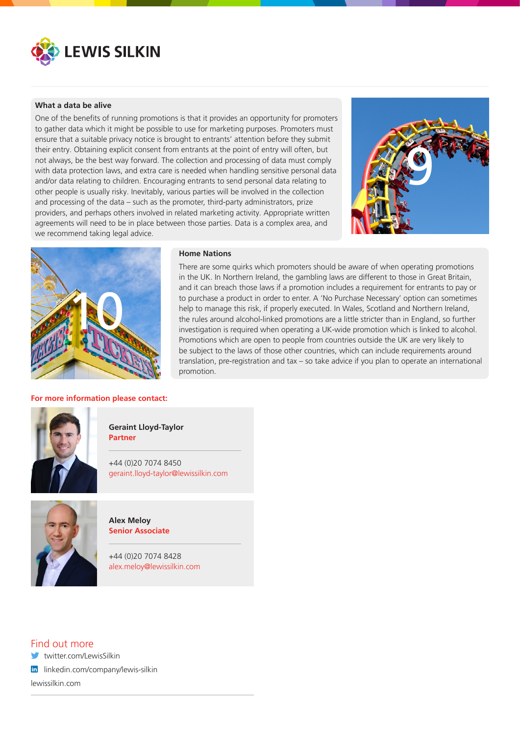**LEWIS SILKIN**

### What a data be alive

One of the benefits of running promotions is that it provides an opportunity for promoters to gather data which it might be possible to use for marketing purposes. Promoters must ensure that a suitable privacy notice is brought to entrants' attention before they submit their entry. Obtaining explicit consent from entrants at the point of entry will often, but not always, be the best way forward. The collection and processing of data must comply with data protection laws, and extra care is needed when handling sensitive personal data and/or data relating to children. Encouraging entrants to send personal data relating to other people is usually risky. Inevitably, various parties will be involved in the collection and processing of the data – such as the promoter, third-party administrators, prize providers, and perhaps others involved in related marketing activity. Appropriate written agreements will need to be in place between those parties. Data is a complex area, and we recommend taking legal advice.

9

10

### Home Nations

There are some quirks which promoters should be aware of when operating promotions in the UK. In Northern Ireland, the gambling laws are different to those in Great Britain, and it can breach those laws if a promotion includes a requirement for entrants to pay or to purchase a product in order to enter. A 'No Purchase Necessary' option can sometimes help to manage this risk, if properly executed. In Wales, Scotland and Northern Ireland, the rules around alcohol-linked promotions are a little stricter than in England, so further investigation is required when operating a UK-wide promotion which is linked to alcohol. Promotions which are open to people from countries outside the UK are very likely to be subject to the laws of those other countries, which can include requirements around translation, pre-registration and tax – so take advice if you plan to operate an international promotion.

**For more information please contact:**

**Geraint Lloyd-Taylor**
**Partner**

+44 (0)20 7074 8450
geraint.lloyd-taylor@lewissilkin.com

**Alex Meloy**
**Senior Associate**

+44 (0)20 7074 8428
alex.meloy@lewissilkin.com

## Find out more

twitter.com/LewisSilkin

linkedin.com/company/lewis-silkin

lewissilkin.com